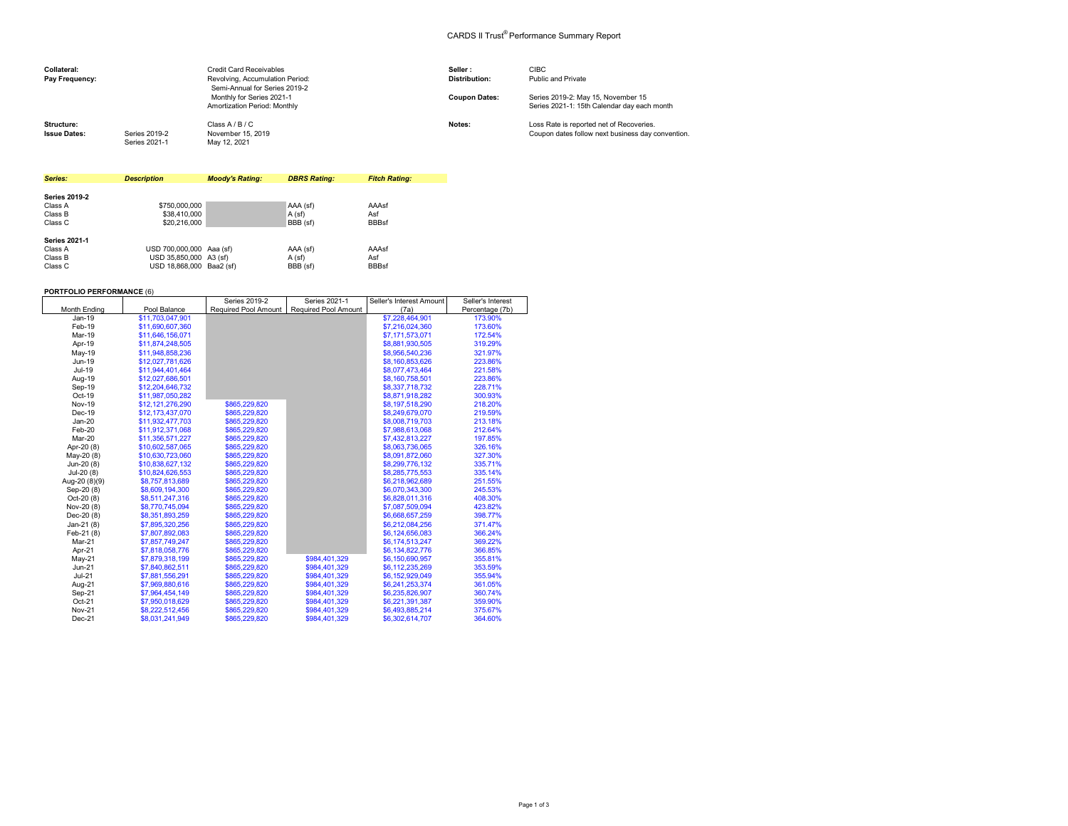# CARDS II Trust® Performance Summary Report

| | | |
|---|---|---|
| **Collateral:** | | Credit Card Receivables |
| **Pay Frequency:** | | Revolving, Accumulation Period: Semi-Annual for Series 2019-2 Monthly for Series 2021-1 Amortization Period: Monthly |
| **Structure:** | | Class A / B / C |
| **Issue Dates:** | Series 2019-2 | November 15, 2019 |
| | Series 2021-1 | May 12, 2021 |

| | |
|---|---|
| **Seller :** | CIBC |
| **Distribution:** | Public and Private |
| **Coupon Dates:** | Series 2019-2: May 15, November 15 Series 2021-1: 15th Calendar day each month |
| **Notes:** | Loss Rate is reported net of Recoveries. Coupon dates follow next business day convention. |

| *Series:* | *Description* | *Moody's Rating:* | *DBRS Rating:* | *Fitch Rating:* |
|---|---|---|---|---|
| **Series 2019-2** | | | | |
| Class A | $750,000,000 | | AAA (sf) | AAAsf |
| Class B | $38,410,000 | | A (sf) | Asf |
| Class C | $20,216,000 | | BBB (sf) | BBBsf |
| **Series 2021-1** | | | | |
| Class A | USD 700,000,000 | Aaa (sf) | AAA (sf) | AAAsf |
| Class B | USD 35,850,000 | A3 (sf) | A (sf) | Asf |
| Class C | USD 18,868,000 | Baa2 (sf) | BBB (sf) | BBBsf |

**PORTFOLIO PERFORMANCE** (6)

| Month Ending | Pool Balance | Series 2019-2 Required Pool Amount | Series 2021-1 Required Pool Amount | Seller's Interest Amount (7a) | Seller's Interest Percentage (7b) |
|---|---|---|---|---|---|
| Jan-19 | $11,703,047,901 | | | $7,228,464,901 | 173.90% |
| Feb-19 | $11,690,607,360 | | | $7,216,024,360 | 173.60% |
| Mar-19 | $11,646,156,071 | | | $7,171,573,071 | 172.54% |
| Apr-19 | $11,874,248,505 | | | $8,881,930,505 | 319.29% |
| May-19 | $11,948,858,236 | | | $8,956,540,236 | 321.97% |
| Jun-19 | $12,027,781,626 | | | $8,160,853,626 | 223.86% |
| Jul-19 | $11,944,401,464 | | | $8,077,473,464 | 221.58% |
| Aug-19 | $12,027,686,501 | | | $8,160,758,501 | 223.86% |
| Sep-19 | $12,204,646,732 | | | $8,337,718,732 | 228.71% |
| Oct-19 | $11,987,050,282 | | | $8,871,918,282 | 300.93% |
| Nov-19 | $12,121,276,290 | $865,229,820 | | $8,197,518,290 | 218.20% |
| Dec-19 | $12,173,437,070 | $865,229,820 | | $8,249,679,070 | 219.59% |
| Jan-20 | $11,932,477,703 | $865,229,820 | | $8,008,719,703 | 213.18% |
| Feb-20 | $11,912,371,068 | $865,229,820 | | $7,988,613,068 | 212.64% |
| Mar-20 | $11,356,571,227 | $865,229,820 | | $7,432,813,227 | 197.85% |
| Apr-20 (8) | $10,602,587,065 | $865,229,820 | | $8,063,736,065 | 326.16% |
| May-20 (8) | $10,630,723,060 | $865,229,820 | | $8,091,872,060 | 327.30% |
| Jun-20 (8) | $10,838,627,132 | $865,229,820 | | $8,299,776,132 | 335.71% |
| Jul-20 (8) | $10,824,626,553 | $865,229,820 | | $8,285,775,553 | 335.14% |
| Aug-20 (8)(9) | $8,757,813,689 | $865,229,820 | | $6,218,962,689 | 251.55% |
| Sep-20 (8) | $8,609,194,300 | $865,229,820 | | $6,070,343,300 | 245.53% |
| Oct-20 (8) | $8,511,247,316 | $865,229,820 | | $6,828,011,316 | 408.30% |
| Nov-20 (8) | $8,770,745,094 | $865,229,820 | | $7,087,509,094 | 423.82% |
| Dec-20 (8) | $8,351,893,259 | $865,229,820 | | $6,668,657,259 | 398.77% |
| Jan-21 (8) | $7,895,320,256 | $865,229,820 | | $6,212,084,256 | 371.47% |
| Feb-21 (8) | $7,807,892,083 | $865,229,820 | | $6,124,656,083 | 366.24% |
| Mar-21 | $7,857,749,247 | $865,229,820 | | $6,174,513,247 | 369.22% |
| Apr-21 | $7,818,058,776 | $865,229,820 | | $6,134,822,776 | 366.85% |
| May-21 | $7,879,318,199 | $865,229,820 | $984,401,329 | $6,150,690,957 | 355.81% |
| Jun-21 | $7,840,862,511 | $865,229,820 | $984,401,329 | $6,112,235,269 | 353.59% |
| Jul-21 | $7,881,556,291 | $865,229,820 | $984,401,329 | $6,152,929,049 | 355.94% |
| Aug-21 | $7,969,880,616 | $865,229,820 | $984,401,329 | $6,241,253,374 | 361.05% |
| Sep-21 | $7,964,454,149 | $865,229,820 | $984,401,329 | $6,235,826,907 | 360.74% |
| Oct-21 | $7,950,018,629 | $865,229,820 | $984,401,329 | $6,221,391,387 | 359.90% |
| Nov-21 | $8,222,512,456 | $865,229,820 | $984,401,329 | $6,493,885,214 | 375.67% |
| Dec-21 | $8,031,241,949 | $865,229,820 | $984,401,329 | $6,302,614,707 | 364.60% |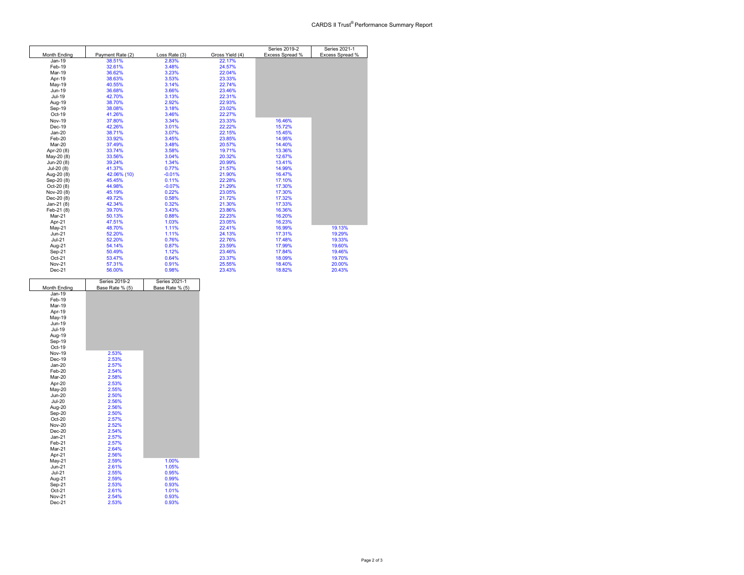# CARDS II Trust® Performance Summary Report

| Month Ending | Payment Rate (2) | Loss Rate (3) | Gross Yield (4) | Series 2019-2 Excess Spread % | Series 2021-1 Excess Spread % |
|---|---|---|---|---|---|
| Jan-19 | 38.51% | 2.83% | 22.17% | | |
| Feb-19 | 32.61% | 3.48% | 24.57% | | |
| Mar-19 | 36.62% | 3.23% | 22.04% | | |
| Apr-19 | 38.63% | 3.53% | 23.33% | | |
| May-19 | 40.55% | 3.14% | 22.74% | | |
| Jun-19 | 36.68% | 3.66% | 23.46% | | |
| Jul-19 | 42.70% | 3.13% | 22.31% | | |
| Aug-19 | 38.70% | 2.92% | 22.93% | | |
| Sep-19 | 38.08% | 3.18% | 23.02% | | |
| Oct-19 | 41.26% | 3.46% | 22.27% | | |
| Nov-19 | 37.80% | 3.34% | 23.33% | 16.46% | |
| Dec-19 | 42.26% | 3.01% | 22.22% | 15.72% | |
| Jan-20 | 38.71% | 3.07% | 22.15% | 15.45% | |
| Feb-20 | 33.92% | 3.45% | 23.85% | 14.95% | |
| Mar-20 | 37.49% | 3.48% | 20.57% | 14.40% | |
| Apr-20 (8) | 33.74% | 3.58% | 19.71% | 13.36% | |
| May-20 (8) | 33.56% | 3.04% | 20.32% | 12.67% | |
| Jun-20 (8) | 39.24% | 1.34% | 20.99% | 13.41% | |
| Jul-20 (8) | 41.37% | 0.77% | 21.57% | 14.99% | |
| Aug-20 (8) | 42.06% (10) | -0.01% | 21.90% | 16.47% | |
| Sep-20 (8) | 45.45% | 0.11% | 22.28% | 17.10% | |
| Oct-20 (8) | 44.98% | -0.07% | 21.29% | 17.30% | |
| Nov-20 (8) | 45.19% | 0.22% | 23.05% | 17.30% | |
| Dec-20 (8) | 49.72% | 0.58% | 21.72% | 17.32% | |
| Jan-21 (8) | 42.34% | 0.32% | 21.30% | 17.33% | |
| Feb-21 (8) | 39.70% | 3.43% | 23.86% | 16.36% | |
| Mar-21 | 50.13% | 0.88% | 22.23% | 16.20% | |
| Apr-21 | 47.51% | 1.03% | 23.05% | 16.23% | |
| May-21 | 48.70% | 1.11% | 22.41% | 16.99% | 19.13% |
| Jun-21 | 52.20% | 1.11% | 24.13% | 17.31% | 19.29% |
| Jul-21 | 52.20% | 0.76% | 22.76% | 17.48% | 19.33% |
| Aug-21 | 54.14% | 0.87% | 23.59% | 17.99% | 19.60% |
| Sep-21 | 50.49% | 1.12% | 23.46% | 17.84% | 19.46% |
| Oct-21 | 53.47% | 0.64% | 23.37% | 18.09% | 19.70% |
| Nov-21 | 57.31% | 0.91% | 25.55% | 18.40% | 20.00% |
| Dec-21 | 56.00% | 0.98% | 23.43% | 18.82% | 20.43% |

| Month Ending | Series 2019-2 Base Rate % (5) | Series 2021-1 Base Rate % (5) |
|---|---|---|
| Jan-19 | | |
| Feb-19 | | |
| Mar-19 | | |
| Apr-19 | | |
| May-19 | | |
| Jun-19 | | |
| Jul-19 | | |
| Aug-19 | | |
| Sep-19 | | |
| Oct-19 | | |
| Nov-19 | 2.53% | |
| Dec-19 | 2.53% | |
| Jan-20 | 2.57% | |
| Feb-20 | 2.54% | |
| Mar-20 | 2.58% | |
| Apr-20 | 2.53% | |
| May-20 | 2.55% | |
| Jun-20 | 2.50% | |
| Jul-20 | 2.56% | |
| Aug-20 | 2.56% | |
| Sep-20 | 2.50% | |
| Oct-20 | 2.57% | |
| Nov-20 | 2.52% | |
| Dec-20 | 2.54% | |
| Jan-21 | 2.57% | |
| Feb-21 | 2.57% | |
| Mar-21 | 2.64% | |
| Apr-21 | 2.56% | |
| May-21 | 2.59% | 1.00% |
| Jun-21 | 2.61% | 1.05% |
| Jul-21 | 2.55% | 0.95% |
| Aug-21 | 2.59% | 0.99% |
| Sep-21 | 2.53% | 0.93% |
| Oct-21 | 2.61% | 1.01% |
| Nov-21 | 2.54% | 0.93% |
| Dec-21 | 2.53% | 0.93% |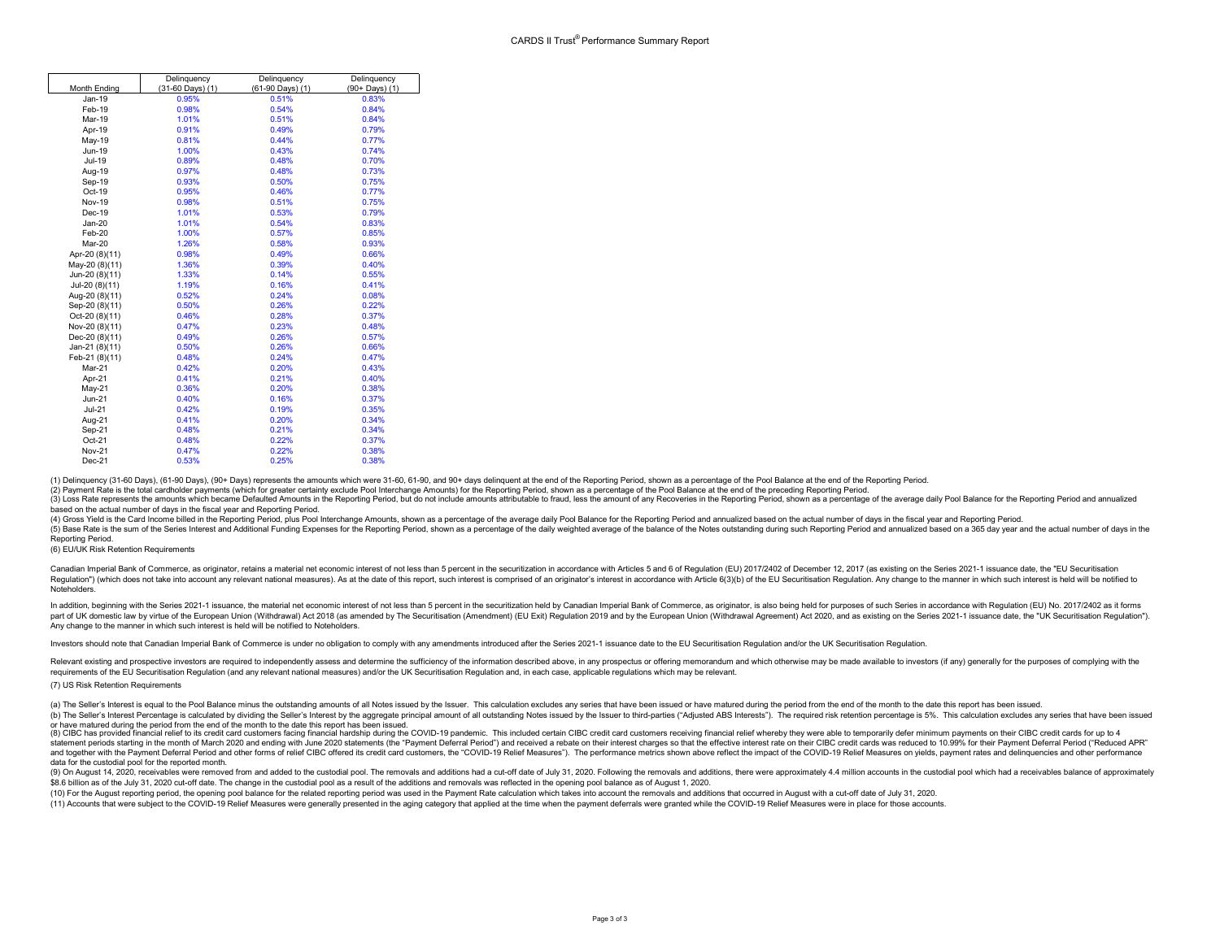# CARDS II Trust® Performance Summary Report

| Month Ending | Delinquency (31-60 Days) (1) | Delinquency (61-90 Days) (1) | Delinquency (90+ Days) (1) |
|---|---|---|---|
| Jan-19 | 0.95% | 0.51% | 0.83% |
| Feb-19 | 0.98% | 0.54% | 0.84% |
| Mar-19 | 1.01% | 0.51% | 0.84% |
| Apr-19 | 0.91% | 0.49% | 0.79% |
| May-19 | 0.81% | 0.44% | 0.77% |
| Jun-19 | 1.00% | 0.43% | 0.74% |
| Jul-19 | 0.89% | 0.48% | 0.70% |
| Aug-19 | 0.97% | 0.48% | 0.73% |
| Sep-19 | 0.93% | 0.50% | 0.75% |
| Oct-19 | 0.95% | 0.46% | 0.77% |
| Nov-19 | 0.98% | 0.51% | 0.75% |
| Dec-19 | 1.01% | 0.53% | 0.79% |
| Jan-20 | 1.01% | 0.54% | 0.83% |
| Feb-20 | 1.00% | 0.57% | 0.85% |
| Mar-20 | 1.26% | 0.58% | 0.93% |
| Apr-20 (8)(11) | 0.98% | 0.49% | 0.66% |
| May-20 (8)(11) | 1.36% | 0.39% | 0.40% |
| Jun-20 (8)(11) | 1.33% | 0.14% | 0.55% |
| Jul-20 (8)(11) | 1.19% | 0.16% | 0.41% |
| Aug-20 (8)(11) | 0.52% | 0.24% | 0.08% |
| Sep-20 (8)(11) | 0.50% | 0.26% | 0.22% |
| Oct-20 (8)(11) | 0.46% | 0.28% | 0.37% |
| Nov-20 (8)(11) | 0.47% | 0.23% | 0.48% |
| Dec-20 (8)(11) | 0.49% | 0.26% | 0.57% |
| Jan-21 (8)(11) | 0.50% | 0.26% | 0.66% |
| Feb-21 (8)(11) | 0.48% | 0.24% | 0.47% |
| Mar-21 | 0.42% | 0.20% | 0.43% |
| Apr-21 | 0.41% | 0.21% | 0.40% |
| May-21 | 0.36% | 0.20% | 0.38% |
| Jun-21 | 0.40% | 0.16% | 0.37% |
| Jul-21 | 0.42% | 0.19% | 0.35% |
| Aug-21 | 0.41% | 0.20% | 0.34% |
| Sep-21 | 0.48% | 0.21% | 0.34% |
| Oct-21 | 0.48% | 0.22% | 0.37% |
| Nov-21 | 0.47% | 0.22% | 0.38% |
| Dec-21 | 0.53% | 0.25% | 0.38% |

(1) Delinquency (31-60 Days), (61-90 Days), (90+ Days) represents the amounts which were 31-60, 61-90, and 90+ days delinquent at the end of the Reporting Period, shown as a percentage of the Pool Balance at the end of the Reporting Period.

(2) Payment Rate is the total cardholder payments (which for greater certainty exclude Pool Interchange Amounts) for the Reporting Period, shown as a percentage of the Pool Balance at the end of the preceding Reporting Period.

(3) Loss Rate represents the amounts which became Defaulted Amounts in the Reporting Period, but do not include amounts attributable to fraud, less the amount of any Recoveries in the Reporting Period, shown as a percentage of the average daily Pool Balance for the Reporting Period and annualized based on the actual number of days in the fiscal year and Reporting Period.

(4) Gross Yield is the Card Income billed in the Reporting Period, plus Pool Interchange Amounts, shown as a percentage of the average daily Pool Balance for the Reporting Period and annualized based on the actual number of days in the fiscal year and Reporting Period.

(5) Base Rate is the sum of the Series Interest and Additional Funding Expenses for the Reporting Period, shown as a percentage of the daily weighted average of the balance of the Notes outstanding during such Reporting Period and annualized based on a 365 day year and the actual number of days in the Reporting Period.

(6) EU/UK Risk Retention Requirements

Canadian Imperial Bank of Commerce, as originator, retains a material net economic interest of not less than 5 percent in the securitization in accordance with Articles 5 and 6 of Regulation (EU) 2017/2402 of December 12, 2017 (as existing on the Series 2021-1 issuance date, the "EU Securitisation Regulation") (which does not take into account any relevant national measures). As at the date of this report, such interest is comprised of an originator's interest in accordance with Article 6(3)(b) of the EU Securitisation Regulation. Any change to the manner in which such interest is held will be notified to Noteholders.

In addition, beginning with the Series 2021-1 issuance, the material net economic interest of not less than 5 percent in the securitization held by Canadian Imperial Bank of Commerce, as originator, is also being held for purposes of such Series in accordance with Regulation (EU) No. 2017/2402 as it forms part of UK domestic law by virtue of the European Union (Withdrawal) Act 2018 (as amended by The Securitisation (Amendment) (EU Exit) Regulation 2019 and by the European Union (Withdrawal Agreement) Act 2020, and as existing on the Series 2021-1 issuance date, the "UK Securitisation Regulation"). Any change to the manner in which such interest is held will be notified to Noteholders.

Investors should note that Canadian Imperial Bank of Commerce is under no obligation to comply with any amendments introduced after the Series 2021-1 issuance date to the EU Securitisation Regulation and/or the UK Securitisation Regulation.

Relevant existing and prospective investors are required to independently assess and determine the sufficiency of the information described above, in any prospectus or offering memorandum and which otherwise may be made available to investors (if any) generally for the purposes of complying with the requirements of the EU Securitisation Regulation (and any relevant national measures) and/or the UK Securitisation Regulation and, in each case, applicable regulations which may be relevant.

(7) US Risk Retention Requirements

(a) The Seller's Interest is equal to the Pool Balance minus the outstanding amounts of all Notes issued by the Issuer. This calculation excludes any series that have been issued or have matured during the period from the end of the month to the date this report has been issued.

(b) The Seller's Interest Percentage is calculated by dividing the Seller's Interest by the aggregate principal amount of all outstanding Notes issued by the Issuer to third-parties ("Adjusted ABS Interests"). The required risk retention percentage is 5%. This calculation excludes any series that have been issued or have matured during the period from the end of the month to the date this report has been issued.

(8) CIBC has provided financial relief to its credit card customers facing financial hardship during the COVID-19 pandemic. This included certain CIBC credit card customers receiving financial relief whereby they were able to temporarily defer minimum payments on their CIBC credit cards for up to 4 statement periods starting in the month of March 2020 and ending with June 2020 statements (the "Payment Deferral Period") and received a rebate on their interest charges so that the effective interest rate on their CIBC credit cards was reduced to 10.99% for their Payment Deferral Period ("Reduced APR" and together with the Payment Deferral Period and other forms of relief CIBC offered its credit card customers, the "COVID-19 Relief Measures"). The performance metrics shown above reflect the impact of the COVID-19 Relief Measures on yields, payment rates and delinquencies and other performance data for the custodial pool for the reported month.

(9) On August 14, 2020, receivables were removed from and added to the custodial pool. The removals and additions had a cut-off date of July 31, 2020. Following the removals and additions, there were approximately 4.4 million accounts in the custodial pool which had a receivables balance of approximately $8.6 billion as of the July 31, 2020 cut-off date. The change in the custodial pool as a result of the additions and removals was reflected in the opening pool balance as of August 1, 2020.

(10) For the August reporting period, the opening pool balance for the related reporting period was used in the Payment Rate calculation which takes into account the removals and additions that occurred in August with a cut-off date of July 31, 2020.

(11) Accounts that were subject to the COVID-19 Relief Measures were generally presented in the aging category that applied at the time when the payment deferrals were granted while the COVID-19 Relief Measures were in place for those accounts.